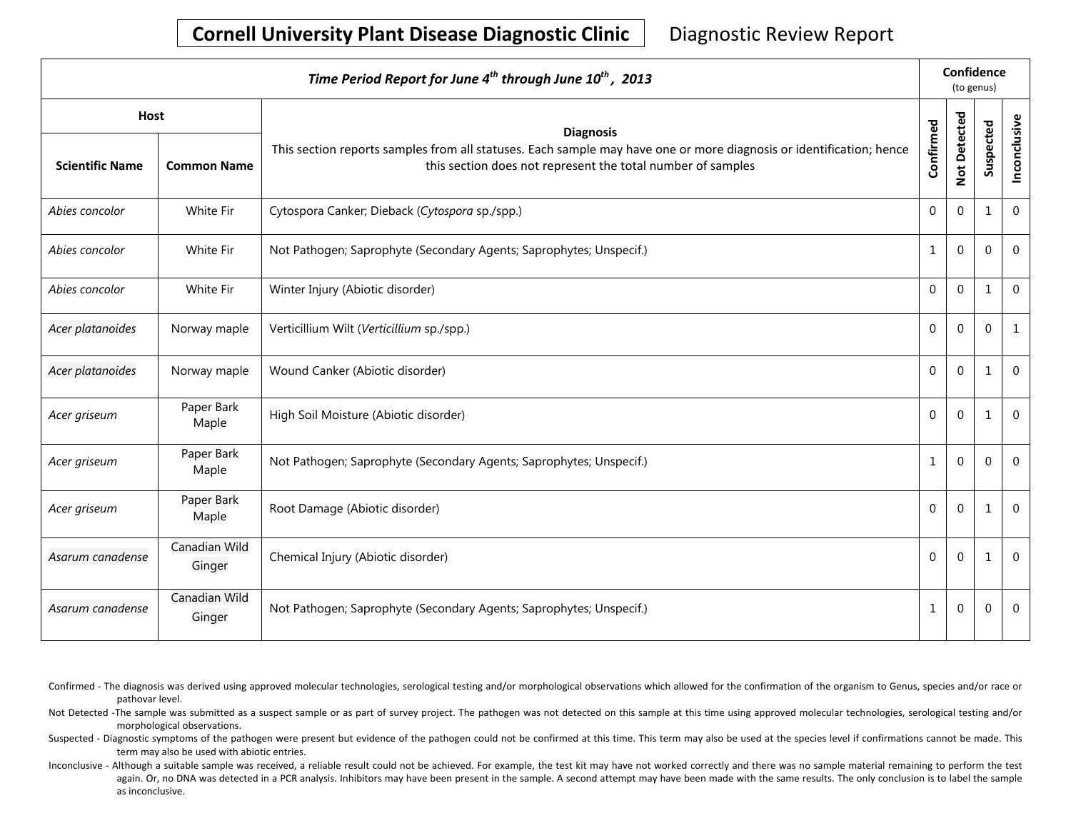# Cornell University Plant Disease Diagnostic Clinic

Diagnostic Review Report

| *Time Period Report for June 4th through June 10th, 2013* | | | Confidence (to genus) | | | |
|---|---|---|---|---|---|---|
| Host | | Diagnosis<br>This section reports samples from all statuses. Each sample may have one or more diagnosis or identification; hence this section does not represent the total number of samples | | | | |
| Scientific Name | Common Name | | Confirmed | Not Detected | Suspected | Inconclusive |
| *Abies concolor* | White Fir | Cytospora Canker; Dieback (*Cytospora* sp./spp.) | 0 | 0 | 1 | 0 |
| *Abies concolor* | White Fir | Not Pathogen; Saprophyte (Secondary Agents; Saprophytes; Unspecif.) | 1 | 0 | 0 | 0 |
| *Abies concolor* | White Fir | Winter Injury (Abiotic disorder) | 0 | 0 | 1 | 0 |
| *Acer platanoides* | Norway maple | Verticillium Wilt (*Verticillium* sp./spp.) | 0 | 0 | 0 | 1 |
| *Acer platanoides* | Norway maple | Wound Canker (Abiotic disorder) | 0 | 0 | 1 | 0 |
| *Acer griseum* | Paper Bark Maple | High Soil Moisture (Abiotic disorder) | 0 | 0 | 1 | 0 |
| *Acer griseum* | Paper Bark Maple | Not Pathogen; Saprophyte (Secondary Agents; Saprophytes; Unspecif.) | 1 | 0 | 0 | 0 |
| *Acer griseum* | Paper Bark Maple | Root Damage (Abiotic disorder) | 0 | 0 | 1 | 0 |
| *Asarum canadense* | Canadian Wild Ginger | Chemical Injury (Abiotic disorder) | 0 | 0 | 1 | 0 |
| *Asarum canadense* | Canadian Wild Ginger | Not Pathogen; Saprophyte (Secondary Agents; Saprophytes; Unspecif.) | 1 | 0 | 0 | 0 |

Confirmed - The diagnosis was derived using approved molecular technologies, serological testing and/or morphological observations which allowed for the confirmation of the organism to Genus, species and/or race or pathovar level.

Not Detected -The sample was submitted as a suspect sample or as part of survey project. The pathogen was not detected on this sample at this time using approved molecular technologies, serological testing and/or morphological observations.

Suspected - Diagnostic symptoms of the pathogen were present but evidence of the pathogen could not be confirmed at this time. This term may also be used at the species level if confirmations cannot be made. This term may also be used with abiotic entries.

Inconclusive - Although a suitable sample was received, a reliable result could not be achieved. For example, the test kit may have not worked correctly and there was no sample material remaining to perform the test again. Or, no DNA was detected in a PCR analysis. Inhibitors may have been present in the sample. A second attempt may have been made with the same results. The only conclusion is to label the sample as inconclusive.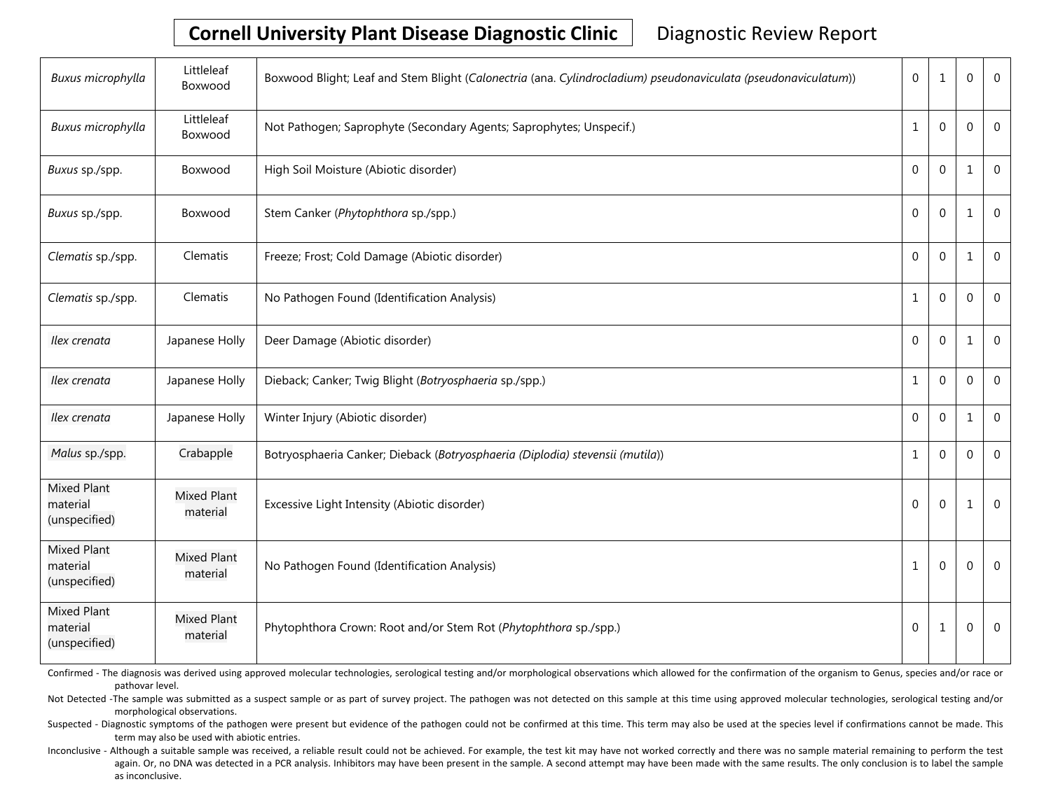| | | | | | | |
|---|---|---|---|---|---|---|
| *Buxus microphylla* | Littleleaf Boxwood | Boxwood Blight; Leaf and Stem Blight (*Calonectria* (ana. *Cylindrocladium) pseudonaviculata (pseudonaviculatum)*) | 0 | 1 | 0 | 0 |
| *Buxus microphylla* | Littleleaf Boxwood | Not Pathogen; Saprophyte (Secondary Agents; Saprophytes; Unspecif.) | 1 | 0 | 0 | 0 |
| *Buxus* sp./spp. | Boxwood | High Soil Moisture (Abiotic disorder) | 0 | 0 | 1 | 0 |
| *Buxus* sp./spp. | Boxwood | Stem Canker (*Phytophthora* sp./spp.) | 0 | 0 | 1 | 0 |
| *Clematis* sp./spp. | Clematis | Freeze; Frost; Cold Damage (Abiotic disorder) | 0 | 0 | 1 | 0 |
| *Clematis* sp./spp. | Clematis | No Pathogen Found (Identification Analysis) | 1 | 0 | 0 | 0 |
| *Ilex crenata* | Japanese Holly | Deer Damage (Abiotic disorder) | 0 | 0 | 1 | 0 |
| *Ilex crenata* | Japanese Holly | Dieback; Canker; Twig Blight (*Botryosphaeria* sp./spp.) | 1 | 0 | 0 | 0 |
| *Ilex crenata* | Japanese Holly | Winter Injury (Abiotic disorder) | 0 | 0 | 1 | 0 |
| *Malus* sp./spp. | Crabapple | Botryosphaeria Canker; Dieback (*Botryosphaeria (Diplodia) stevensii (mutila)*) | 1 | 0 | 0 | 0 |
| Mixed Plant material (unspecified) | Mixed Plant material | Excessive Light Intensity (Abiotic disorder) | 0 | 0 | 1 | 0 |
| Mixed Plant material (unspecified) | Mixed Plant material | No Pathogen Found (Identification Analysis) | 1 | 0 | 0 | 0 |
| Mixed Plant material (unspecified) | Mixed Plant material | Phytophthora Crown: Root and/or Stem Rot (*Phytophthora* sp./spp.) | 0 | 1 | 0 | 0 |

Confirmed - The diagnosis was derived using approved molecular technologies, serological testing and/or morphological observations which allowed for the confirmation of the organism to Genus, species and/or race or pathovar level.

Not Detected -The sample was submitted as a suspect sample or as part of survey project. The pathogen was not detected on this sample at this time using approved molecular technologies, serological testing and/or morphological observations.

Suspected - Diagnostic symptoms of the pathogen were present but evidence of the pathogen could not be confirmed at this time. This term may also be used at the species level if confirmations cannot be made. This term may also be used with abiotic entries.

Inconclusive - Although a suitable sample was received, a reliable result could not be achieved. For example, the test kit may have not worked correctly and there was no sample material remaining to perform the test again. Or, no DNA was detected in a PCR analysis. Inhibitors may have been present in the sample. A second attempt may have been made with the same results. The only conclusion is to label the sample as inconclusive.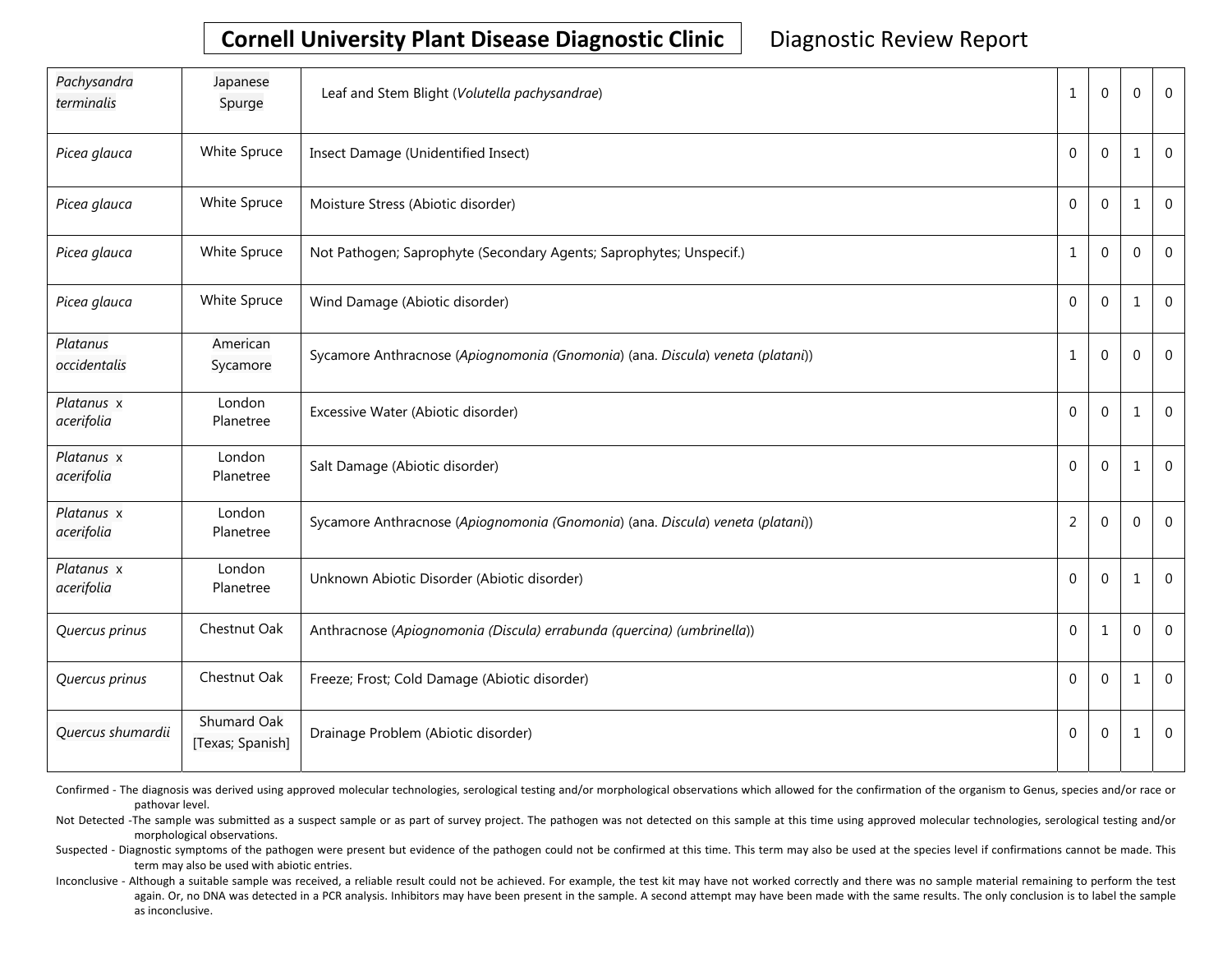# Cornell University Plant Disease Diagnostic Clinic — Diagnostic Review Report

| | | | | | | |
|---|---|---|---|---|---|---|
| *Pachysandra terminalis* | Japanese Spurge | Leaf and Stem Blight (*Volutella pachysandrae*) | 1 | 0 | 0 | 0 |
| *Picea glauca* | White Spruce | Insect Damage (Unidentified Insect) | 0 | 0 | 1 | 0 |
| *Picea glauca* | White Spruce | Moisture Stress (Abiotic disorder) | 0 | 0 | 1 | 0 |
| *Picea glauca* | White Spruce | Not Pathogen; Saprophyte (Secondary Agents; Saprophytes; Unspecif.) | 1 | 0 | 0 | 0 |
| *Picea glauca* | White Spruce | Wind Damage (Abiotic disorder) | 0 | 0 | 1 | 0 |
| *Platanus occidentalis* | American Sycamore | Sycamore Anthracnose (*Apiognomonia (Gnomonia)* (ana. *Discula*) *veneta* (*platani*)) | 1 | 0 | 0 | 0 |
| *Platanus* x *acerifolia* | London Planetree | Excessive Water (Abiotic disorder) | 0 | 0 | 1 | 0 |
| *Platanus* x *acerifolia* | London Planetree | Salt Damage (Abiotic disorder) | 0 | 0 | 1 | 0 |
| *Platanus* x *acerifolia* | London Planetree | Sycamore Anthracnose (*Apiognomonia (Gnomonia)* (ana. *Discula*) *veneta* (*platani*)) | 2 | 0 | 0 | 0 |
| *Platanus* x *acerifolia* | London Planetree | Unknown Abiotic Disorder (Abiotic disorder) | 0 | 0 | 1 | 0 |
| *Quercus prinus* | Chestnut Oak | Anthracnose (*Apiognomonia (Discula) errabunda (quercina) (umbrinella)*) | 0 | 1 | 0 | 0 |
| *Quercus prinus* | Chestnut Oak | Freeze; Frost; Cold Damage (Abiotic disorder) | 0 | 0 | 1 | 0 |
| *Quercus shumardii* | Shumard Oak [Texas; Spanish] | Drainage Problem (Abiotic disorder) | 0 | 0 | 1 | 0 |

Confirmed - The diagnosis was derived using approved molecular technologies, serological testing and/or morphological observations which allowed for the confirmation of the organism to Genus, species and/or race or pathovar level.

Not Detected -The sample was submitted as a suspect sample or as part of survey project. The pathogen was not detected on this sample at this time using approved molecular technologies, serological testing and/or morphological observations.

Suspected - Diagnostic symptoms of the pathogen were present but evidence of the pathogen could not be confirmed at this time. This term may also be used at the species level if confirmations cannot be made. This term may also be used with abiotic entries.

Inconclusive - Although a suitable sample was received, a reliable result could not be achieved. For example, the test kit may have not worked correctly and there was no sample material remaining to perform the test again. Or, no DNA was detected in a PCR analysis. Inhibitors may have been present in the sample. A second attempt may have been made with the same results. The only conclusion is to label the sample as inconclusive.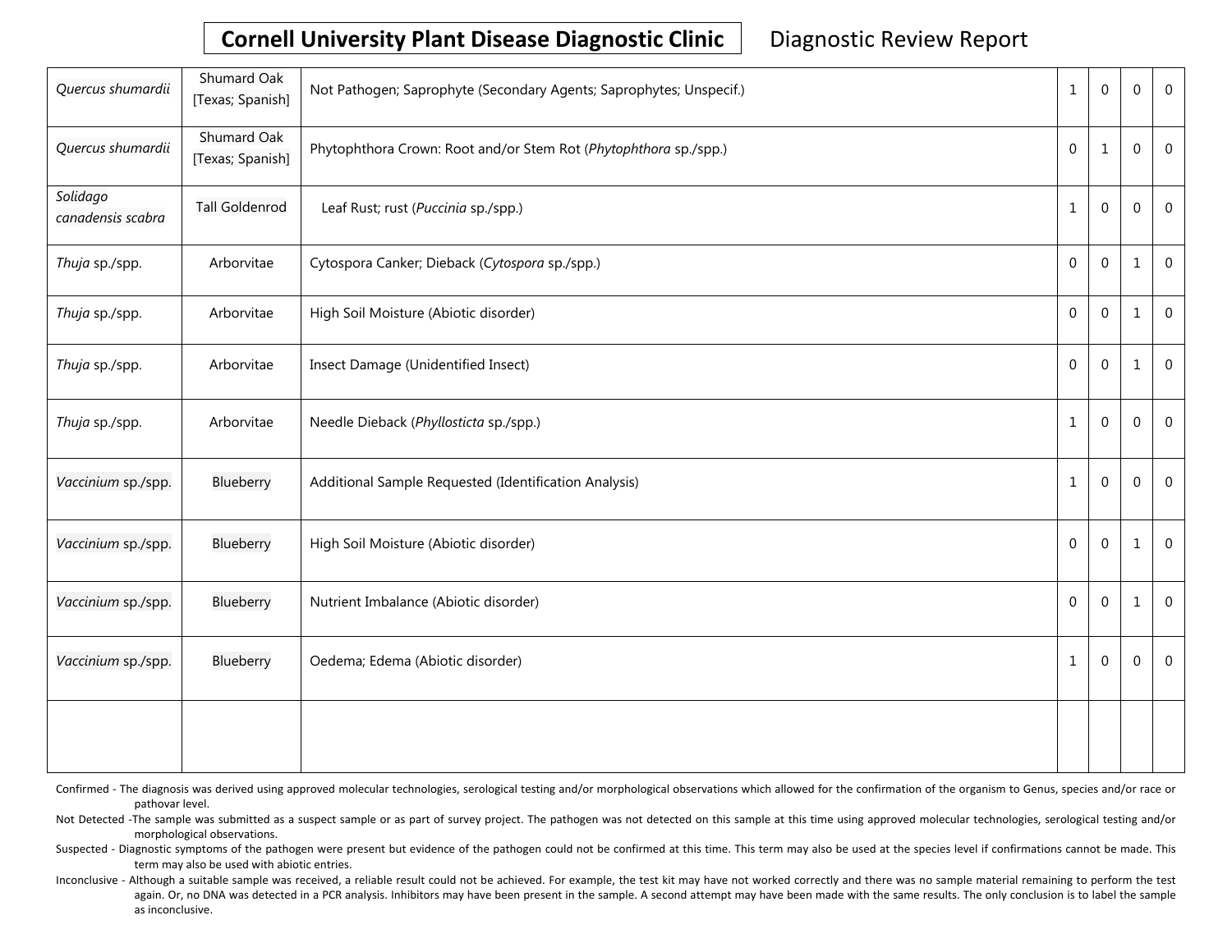| | | | | | | |
|---|---|---|---|---|---|---|
| *Quercus shumardii* | Shumard Oak [Texas; Spanish] | Not Pathogen; Saprophyte (Secondary Agents; Saprophytes; Unspecif.) | 1 | 0 | 0 | 0 |
| *Quercus shumardii* | Shumard Oak [Texas; Spanish] | Phytophthora Crown: Root and/or Stem Rot (*Phytophthora* sp./spp.) | 0 | 1 | 0 | 0 |
| *Solidago canadensis scabra* | Tall Goldenrod | Leaf Rust; rust (*Puccinia* sp./spp.) | 1 | 0 | 0 | 0 |
| *Thuja* sp./spp. | Arborvitae | Cytospora Canker; Dieback (*Cytospora* sp./spp.) | 0 | 0 | 1 | 0 |
| *Thuja* sp./spp. | Arborvitae | High Soil Moisture (Abiotic disorder) | 0 | 0 | 1 | 0 |
| *Thuja* sp./spp. | Arborvitae | Insect Damage (Unidentified Insect) | 0 | 0 | 1 | 0 |
| *Thuja* sp./spp. | Arborvitae | Needle Dieback (*Phyllosticta* sp./spp.) | 1 | 0 | 0 | 0 |
| *Vaccinium* sp./spp. | Blueberry | Additional Sample Requested (Identification Analysis) | 1 | 0 | 0 | 0 |
| *Vaccinium* sp./spp. | Blueberry | High Soil Moisture (Abiotic disorder) | 0 | 0 | 1 | 0 |
| *Vaccinium* sp./spp. | Blueberry | Nutrient Imbalance (Abiotic disorder) | 0 | 0 | 1 | 0 |
| *Vaccinium* sp./spp. | Blueberry | Oedema; Edema (Abiotic disorder) | 1 | 0 | 0 | 0 |
| | | | | | | |

Confirmed - The diagnosis was derived using approved molecular technologies, serological testing and/or morphological observations which allowed for the confirmation of the organism to Genus, species and/or race or pathovar level.

Not Detected -The sample was submitted as a suspect sample or as part of survey project. The pathogen was not detected on this sample at this time using approved molecular technologies, serological testing and/or morphological observations.

Suspected - Diagnostic symptoms of the pathogen were present but evidence of the pathogen could not be confirmed at this time. This term may also be used at the species level if confirmations cannot be made. This term may also be used with abiotic entries.

Inconclusive - Although a suitable sample was received, a reliable result could not be achieved. For example, the test kit may have not worked correctly and there was no sample material remaining to perform the test again. Or, no DNA was detected in a PCR analysis. Inhibitors may have been present in the sample. A second attempt may have been made with the same results. The only conclusion is to label the sample as inconclusive.